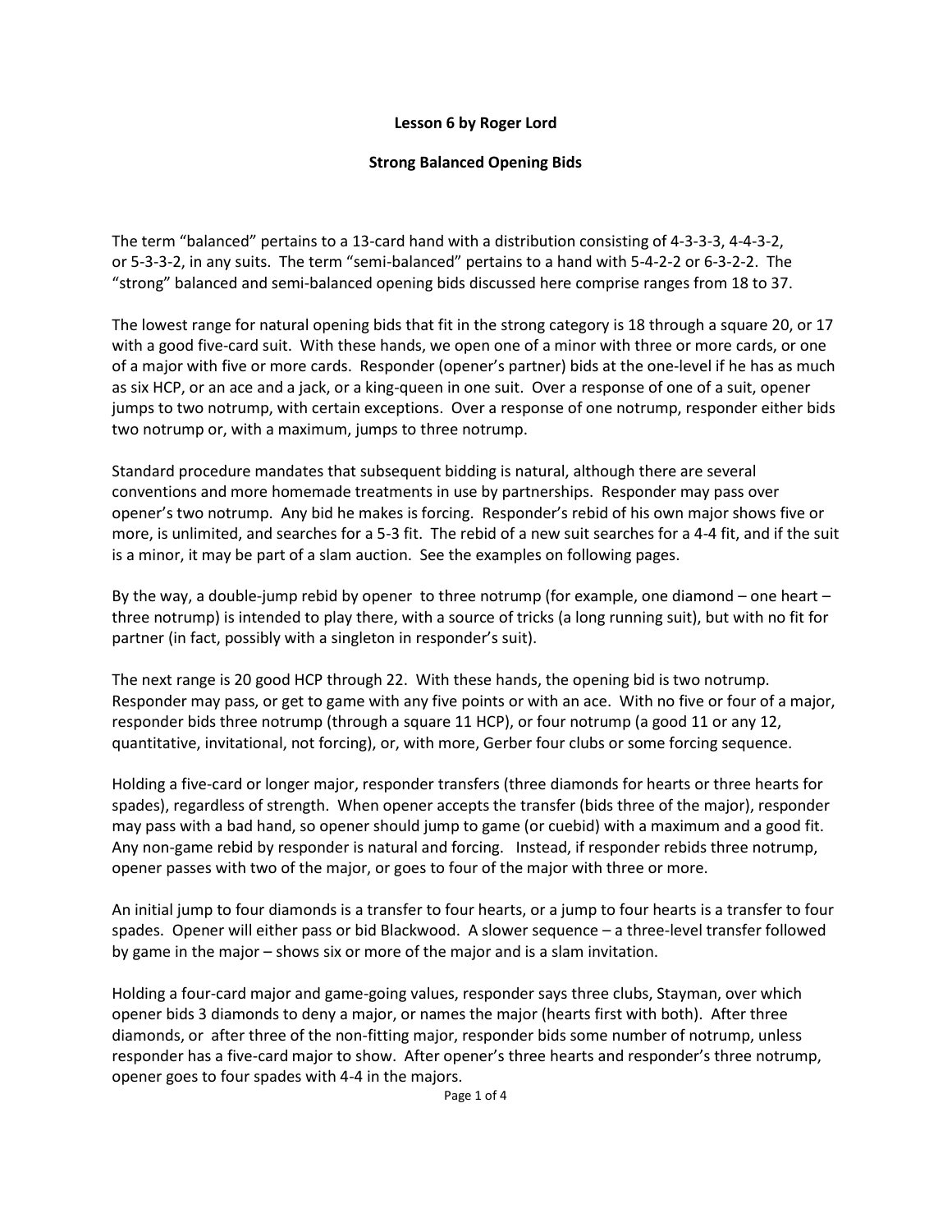**Lesson 6 by Roger Lord**

**Strong Balanced Opening Bids**

The term "balanced" pertains to a 13-card hand with a distribution consisting of 4-3-3-3, 4-4-3-2, or 5-3-3-2, in any suits. The term "semi-balanced" pertains to a hand with 5-4-2-2 or 6-3-2-2. The "strong" balanced and semi-balanced opening bids discussed here comprise ranges from 18 to 37.

The lowest range for natural opening bids that fit in the strong category is 18 through a square 20, or 17 with a good five-card suit. With these hands, we open one of a minor with three or more cards, or one of a major with five or more cards. Responder (opener's partner) bids at the one-level if he has as much as six HCP, or an ace and a jack, or a king-queen in one suit. Over a response of one of a suit, opener jumps to two notrump, with certain exceptions. Over a response of one notrump, responder either bids two notrump or, with a maximum, jumps to three notrump.

Standard procedure mandates that subsequent bidding is natural, although there are several conventions and more homemade treatments in use by partnerships. Responder may pass over opener's two notrump. Any bid he makes is forcing. Responder's rebid of his own major shows five or more, is unlimited, and searches for a 5-3 fit. The rebid of a new suit searches for a 4-4 fit, and if the suit is a minor, it may be part of a slam auction. See the examples on following pages.

By the way, a double-jump rebid by opener to three notrump (for example, one diamond – one heart – three notrump) is intended to play there, with a source of tricks (a long running suit), but with no fit for partner (in fact, possibly with a singleton in responder's suit).

The next range is 20 good HCP through 22. With these hands, the opening bid is two notrump. Responder may pass, or get to game with any five points or with an ace. With no five or four of a major, responder bids three notrump (through a square 11 HCP), or four notrump (a good 11 or any 12, quantitative, invitational, not forcing), or, with more, Gerber four clubs or some forcing sequence.

Holding a five-card or longer major, responder transfers (three diamonds for hearts or three hearts for spades), regardless of strength. When opener accepts the transfer (bids three of the major), responder may pass with a bad hand, so opener should jump to game (or cuebid) with a maximum and a good fit. Any non-game rebid by responder is natural and forcing. Instead, if responder rebids three notrump, opener passes with two of the major, or goes to four of the major with three or more.

An initial jump to four diamonds is a transfer to four hearts, or a jump to four hearts is a transfer to four spades. Opener will either pass or bid Blackwood. A slower sequence – a three-level transfer followed by game in the major – shows six or more of the major and is a slam invitation.

Holding a four-card major and game-going values, responder says three clubs, Stayman, over which opener bids 3 diamonds to deny a major, or names the major (hearts first with both). After three diamonds, or after three of the non-fitting major, responder bids some number of notrump, unless responder has a five-card major to show. After opener's three hearts and responder's three notrump, opener goes to four spades with 4-4 in the majors.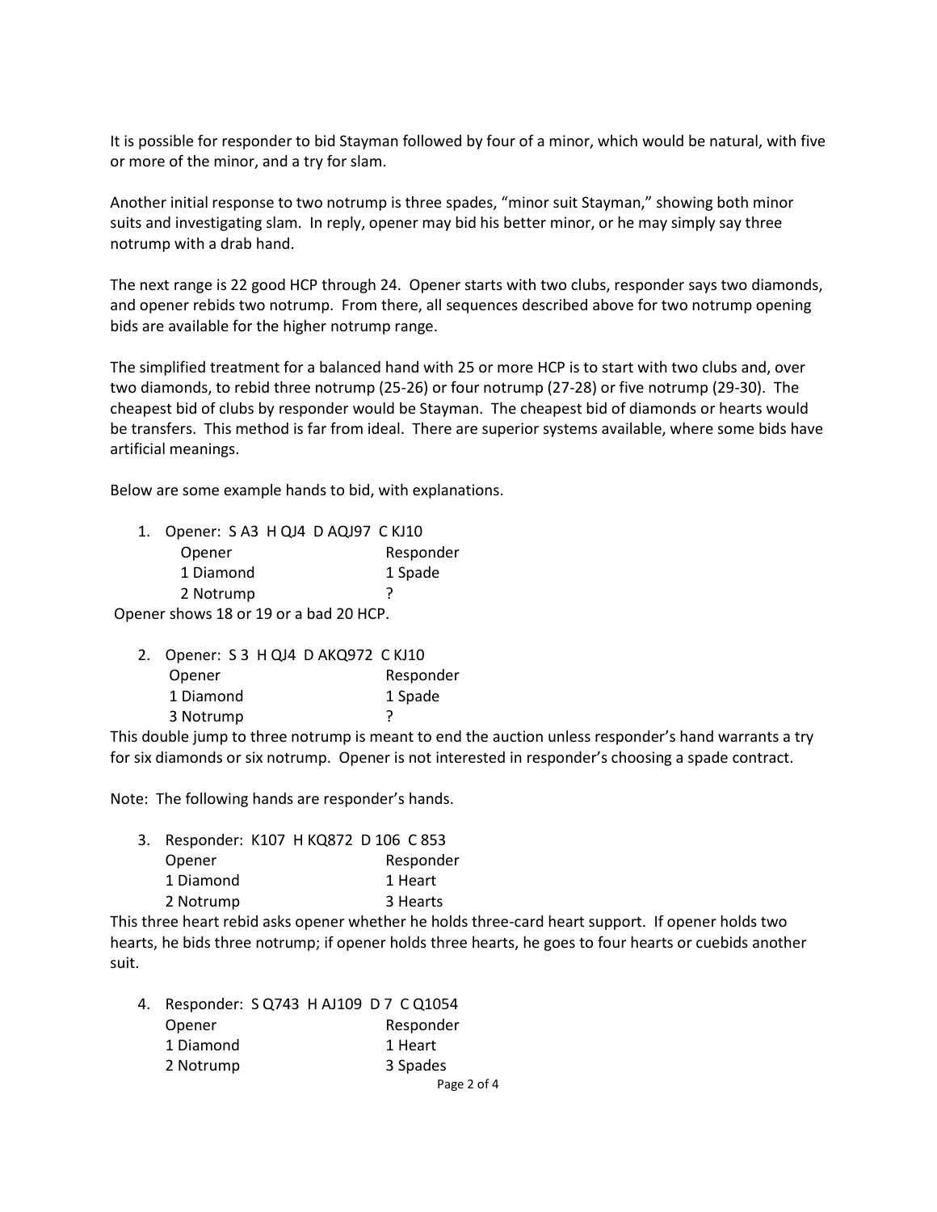It is possible for responder to bid Stayman followed by four of a minor, which would be natural, with five or more of the minor, and a try for slam.

Another initial response to two notrump is three spades, “minor suit Stayman,” showing both minor suits and investigating slam. In reply, opener may bid his better minor, or he may simply say three notrump with a drab hand.

The next range is 22 good HCP through 24. Opener starts with two clubs, responder says two diamonds, and opener rebids two notrump. From there, all sequences described above for two notrump opening bids are available for the higher notrump range.

The simplified treatment for a balanced hand with 25 or more HCP is to start with two clubs and, over two diamonds, to rebid three notrump (25-26) or four notrump (27-28) or five notrump (29-30). The cheapest bid of clubs by responder would be Stayman. The cheapest bid of diamonds or hearts would be transfers. This method is far from ideal. There are superior systems available, where some bids have artificial meanings.

Below are some example hands to bid, with explanations.

1. Opener: S A3 H QJ4 D AQJ97 C KJ10

| Opener | Responder |
|---|---|
| 1 Diamond | 1 Spade |
| 2 Notrump | ? |

Opener shows 18 or 19 or a bad 20 HCP.

2. Opener: S 3 H QJ4 D AKQ972 C KJ10

| Opener | Responder |
|---|---|
| 1 Diamond | 1 Spade |
| 3 Notrump | ? |

This double jump to three notrump is meant to end the auction unless responder’s hand warrants a try for six diamonds or six notrump. Opener is not interested in responder’s choosing a spade contract.

Note: The following hands are responder’s hands.

3. Responder: K107 H KQ872 D 106 C 853

| Opener | Responder |
|---|---|
| 1 Diamond | 1 Heart |
| 2 Notrump | 3 Hearts |

This three heart rebid asks opener whether he holds three-card heart support. If opener holds two hearts, he bids three notrump; if opener holds three hearts, he goes to four hearts or cuebids another suit.

4. Responder: S Q743 H AJ109 D 7 C Q1054

| Opener | Responder |
|---|---|
| 1 Diamond | 1 Heart |
| 2 Notrump | 3 Spades |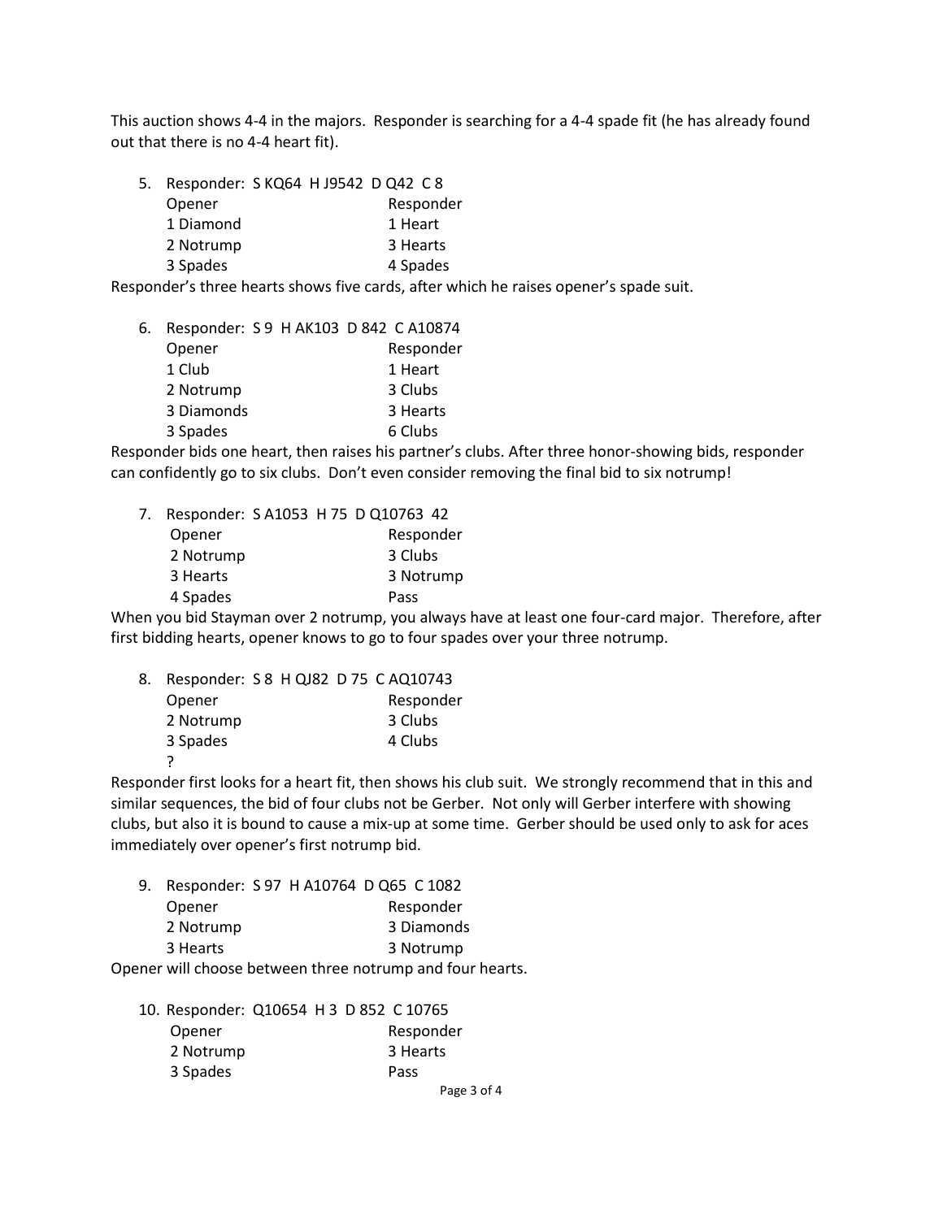This auction shows 4-4 in the majors. Responder is searching for a 4-4 spade fit (he has already found out that there is no 4-4 heart fit).

5. Responder: S KQ64 H J9542 D Q42 C 8

| Opener | Responder |
|---|---|
| 1 Diamond | 1 Heart |
| 2 Notrump | 3 Hearts |
| 3 Spades | 4 Spades |

Responder's three hearts shows five cards, after which he raises opener's spade suit.

6. Responder: S 9 H AK103 D 842 C A10874

| Opener | Responder |
|---|---|
| 1 Club | 1 Heart |
| 2 Notrump | 3 Clubs |
| 3 Diamonds | 3 Hearts |
| 3 Spades | 6 Clubs |

Responder bids one heart, then raises his partner's clubs. After three honor-showing bids, responder can confidently go to six clubs. Don't even consider removing the final bid to six notrump!

7. Responder: S A1053 H 75 D Q10763 42

| Opener | Responder |
|---|---|
| 2 Notrump | 3 Clubs |
| 3 Hearts | 3 Notrump |
| 4 Spades | Pass |

When you bid Stayman over 2 notrump, you always have at least one four-card major. Therefore, after first bidding hearts, opener knows to go to four spades over your three notrump.

8. Responder: S 8 H QJ82 D 75 C AQ10743

| Opener | Responder |
|---|---|
| 2 Notrump | 3 Clubs |
| 3 Spades | 4 Clubs |
| ? | |

Responder first looks for a heart fit, then shows his club suit. We strongly recommend that in this and similar sequences, the bid of four clubs not be Gerber. Not only will Gerber interfere with showing clubs, but also it is bound to cause a mix-up at some time. Gerber should be used only to ask for aces immediately over opener's first notrump bid.

9. Responder: S 97 H A10764 D Q65 C 1082

| Opener | Responder |
|---|---|
| 2 Notrump | 3 Diamonds |
| 3 Hearts | 3 Notrump |

Opener will choose between three notrump and four hearts.

10. Responder: Q10654 H 3 D 852 C 10765

| Opener | Responder |
|---|---|
| 2 Notrump | 3 Hearts |
| 3 Spades | Pass |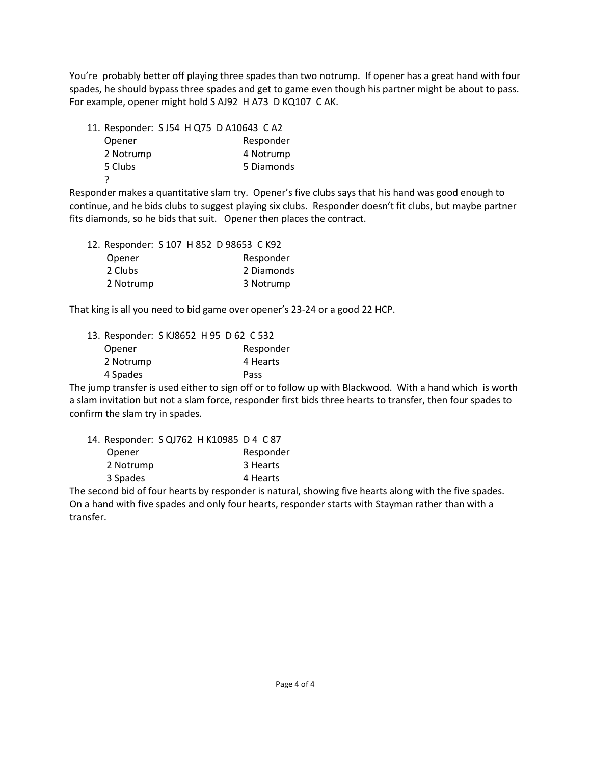You're probably better off playing three spades than two notrump. If opener has a great hand with four spades, he should bypass three spades and get to game even though his partner might be about to pass. For example, opener might hold S AJ92 H A73 D KQ107 C AK.

11. Responder: S J54 H Q75 D A10643 C A2

| Opener | Responder |
|---|---|
| 2 Notrump | 4 Notrump |
| 5 Clubs | 5 Diamonds |
| ? | |

Responder makes a quantitative slam try. Opener's five clubs says that his hand was good enough to continue, and he bids clubs to suggest playing six clubs. Responder doesn't fit clubs, but maybe partner fits diamonds, so he bids that suit. Opener then places the contract.

12. Responder: S 107 H 852 D 98653 C K92

| Opener | Responder |
|---|---|
| 2 Clubs | 2 Diamonds |
| 2 Notrump | 3 Notrump |

That king is all you need to bid game over opener's 23-24 or a good 22 HCP.

13. Responder: S KJ8652 H 95 D 62 C 532

| Opener | Responder |
|---|---|
| 2 Notrump | 4 Hearts |
| 4 Spades | Pass |

The jump transfer is used either to sign off or to follow up with Blackwood. With a hand which is worth a slam invitation but not a slam force, responder first bids three hearts to transfer, then four spades to confirm the slam try in spades.

14. Responder: S QJ762 H K10985 D 4 C 87

| Opener | Responder |
|---|---|
| 2 Notrump | 3 Hearts |
| 3 Spades | 4 Hearts |

The second bid of four hearts by responder is natural, showing five hearts along with the five spades. On a hand with five spades and only four hearts, responder starts with Stayman rather than with a transfer.